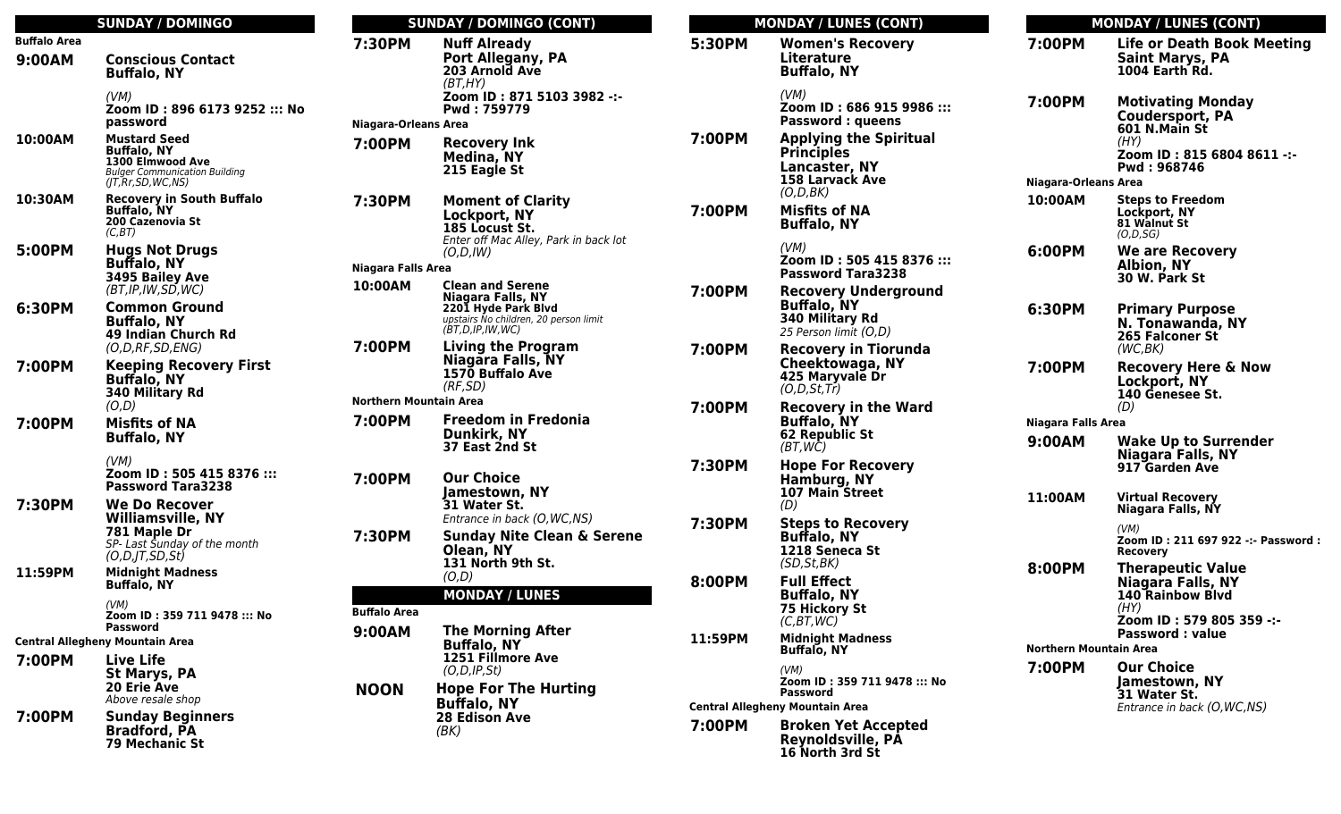## SUNDAY / DOMINGO

**Buffalo Area**

**9:00AM** — **Conscious Contact**
**Buffalo, NY**
*(VM)*
**Zoom ID : 896 6173 9252 ::: No password**

**10:00AM** — **Mustard Seed**
**Buffalo, NY**
**1300 Elmwood Ave**
*Bulger Communication Building*
*(JT,Rr,SD,WC,NS)*

**10:30AM** — **Recovery in South Buffalo**
**Buffalo, NY**
**200 Cazenovia St**
*(C,BT)*

**5:00PM** — **Hugs Not Drugs**
**Buffalo, NY**
**3495 Bailey Ave**
*(BT,IP,IW,SD,WC)*

**6:30PM** — **Common Ground**
**Buffalo, NY**
**49 Indian Church Rd**
*(O,D,RF,SD,ENG)*

**7:00PM** — **Keeping Recovery First**
**Buffalo, NY**
**340 Military Rd**
*(O,D)*

**7:00PM** — **Misfits of NA**
**Buffalo, NY**
*(VM)*
**Zoom ID : 505 415 8376 ::: Password Tara3238**

**7:30PM** — **We Do Recover**
**Williamsville, NY**
**781 Maple Dr**
*SP- Last Sunday of the month*
*(O,D,JT,SD,St)*

**11:59PM** — **Midnight Madness**
**Buffalo, NY**
*(VM)*
**Zoom ID : 359 711 9478 ::: No Password**

**Central Allegheny Mountain Area**

**7:00PM** — **Live Life**
**St Marys, PA**
**20 Erie Ave**
*Above resale shop*

**7:00PM** — **Sunday Beginners**
**Bradford, PA**
**79 Mechanic St**

## SUNDAY / DOMINGO (CONT)

**7:30PM** — **Nuff Already**
**Port Allegany, PA**
**203 Arnold Ave**
*(BT,HY)*
**Zoom ID : 871 5103 3982 -:- Pwd : 759779**

**Niagara-Orleans Area**

**7:00PM** — **Recovery Ink**
**Medina, NY**
**215 Eagle St**

**7:30PM** — **Moment of Clarity**
**Lockport, NY**
**185 Locust St.**
*Enter off Mac Alley, Park in back lot*
*(O,D,IW)*

**Niagara Falls Area**

**10:00AM** — **Clean and Serene**
**Niagara Falls, NY**
**2201 Hyde Park Blvd**
*upstairs No children, 20 person limit*
*(BT,D,IP,IW,WC)*

**7:00PM** — **Living the Program**
**Niagara Falls, NY**
**1570 Buffalo Ave**
*(RF,SD)*

**Northern Mountain Area**

**7:00PM** — **Freedom in Fredonia**
**Dunkirk, NY**
**37 East 2nd St**

**7:00PM** — **Our Choice**
**Jamestown, NY**
**31 Water St.**
*Entrance in back (O,WC,NS)*

**7:30PM** — **Sunday Nite Clean & Serene**
**Olean, NY**
**131 North 9th St.**
*(O,D)*

## MONDAY / LUNES

**Buffalo Area**

**9:00AM** — **The Morning After**
**Buffalo, NY**
**1251 Fillmore Ave**
*(O,D,IP,St)*

**NOON** — **Hope For The Hurting**
**Buffalo, NY**
**28 Edison Ave**
*(BK)*

## MONDAY / LUNES (CONT)

**5:30PM** — **Women's Recovery Literature**
**Buffalo, NY**
*(VM)*
**Zoom ID : 686 915 9986 ::: Password : queens**

**7:00PM** — **Applying the Spiritual Principles**
**Lancaster, NY**
**158 Larvack Ave**
*(O,D,BK)*

**7:00PM** — **Misfits of NA**
**Buffalo, NY**
*(VM)*
**Zoom ID : 505 415 8376 ::: Password Tara3238**

**7:00PM** — **Recovery Underground**
**Buffalo, NY**
**340 Military Rd**
*25 Person limit (O,D)*

**7:00PM** — **Recovery in Tiorunda**
**Cheektowaga, NY**
**425 Maryvale Dr**
*(O,D,St,Tr)*

**7:00PM** — **Recovery in the Ward**
**Buffalo, NY**
**62 Republic St**
*(BT,WC)*

**7:30PM** — **Hope For Recovery**
**Hamburg, NY**
**107 Main Street**
*(D)*

**7:30PM** — **Steps to Recovery**
**Buffalo, NY**
**1218 Seneca St**
*(SD,St,BK)*

**8:00PM** — **Full Effect**
**Buffalo, NY**
**75 Hickory St**
*(C,BT,WC)*

**11:59PM** — **Midnight Madness**
**Buffalo, NY**
*(VM)*
**Zoom ID : 359 711 9478 ::: No Password**

**Central Allegheny Mountain Area**

**7:00PM** — **Broken Yet Accepted**
**Reynoldsville, PA**
**16 North 3rd St**

## MONDAY / LUNES (CONT)

**7:00PM** — **Life or Death Book Meeting**
**Saint Marys, PA**
**1004 Earth Rd.**

**7:00PM** — **Motivating Monday**
**Coudersport, PA**
**601 N.Main St**
*(HY)*
**Zoom ID : 815 6804 8611 -:- Pwd : 968746**

**Niagara-Orleans Area**

**10:00AM** — **Steps to Freedom**
**Lockport, NY**
**81 Walnut St**
*(O,D,SG)*

**6:00PM** — **We are Recovery**
**Albion, NY**
**30 W. Park St**

**6:30PM** — **Primary Purpose**
**N. Tonawanda, NY**
**265 Falconer St**
*(WC,BK)*

**7:00PM** — **Recovery Here & Now**
**Lockport, NY**
**140 Genesee St.**
*(D)*

**Niagara Falls Area**

**9:00AM** — **Wake Up to Surrender**
**Niagara Falls, NY**
**917 Garden Ave**

**11:00AM** — **Virtual Recovery**
**Niagara Falls, NY**
*(VM)*
**Zoom ID : 211 697 922 -:- Password : Recovery**

**8:00PM** — **Therapeutic Value**
**Niagara Falls, NY**
**140 Rainbow Blvd**
*(HY)*
**Zoom ID : 579 805 359 -:- Password : value**

**Northern Mountain Area**

**7:00PM** — **Our Choice**
**Jamestown, NY**
**31 Water St.**
*Entrance in back (O,WC,NS)*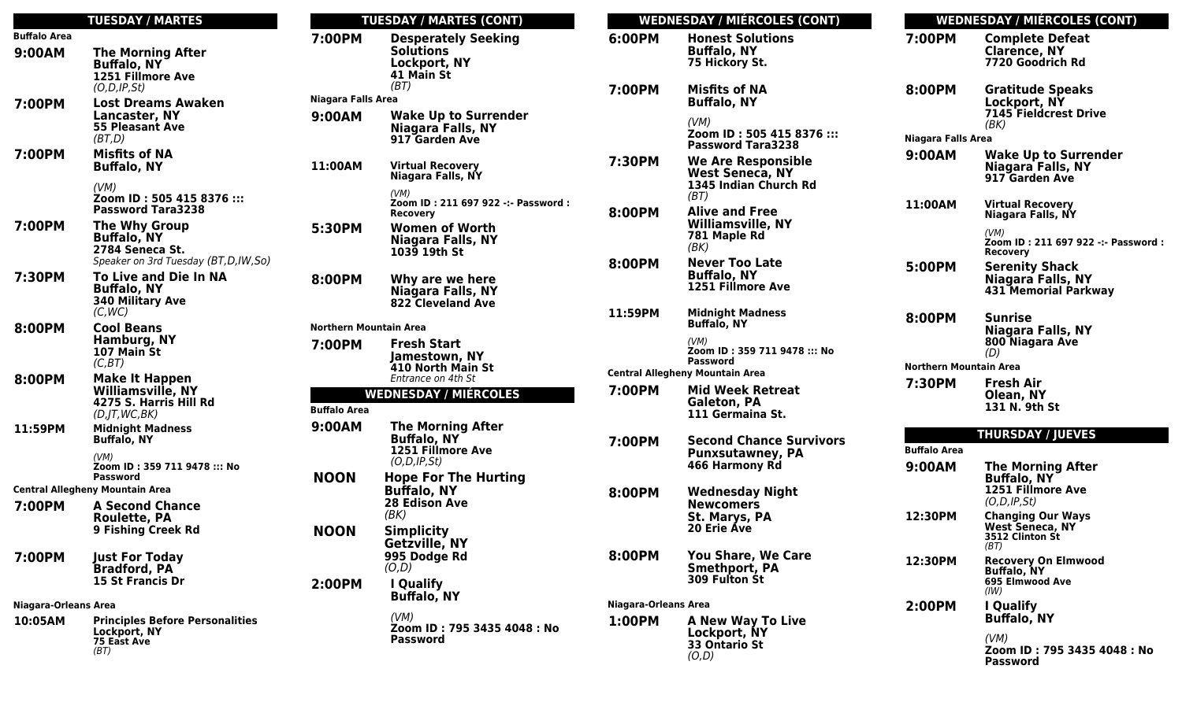## TUESDAY / MARTES

**Buffalo Area**

**9:00AM** — **The Morning After**
**Buffalo, NY**
**1251 Fillmore Ave**
*(O,D,IP,St)*

**7:00PM** — **Lost Dreams Awaken**
**Lancaster, NY**
**55 Pleasant Ave**
*(BT,D)*

**7:00PM** — **Misfits of NA**
**Buffalo, NY**
*(VM)*
**Zoom ID : 505 415 8376 ::: Password Tara3238**

**7:00PM** — **The Why Group**
**Buffalo, NY**
**2784 Seneca St.**
*Speaker on 3rd Tuesday (BT,D,IW,So)*

**7:30PM** — **To Live and Die In NA**
**Buffalo, NY**
**340 Military Ave**
*(C,WC)*

**8:00PM** — **Cool Beans**
**Hamburg, NY**
**107 Main St**
*(C,BT)*

**8:00PM** — **Make It Happen**
**Williamsville, NY**
**4275 S. Harris Hill Rd**
*(D,JT,WC,BK)*

**11:59PM** — **Midnight Madness**
**Buffalo, NY**
*(VM)*
**Zoom ID : 359 711 9478 ::: No Password**

**Central Allegheny Mountain Area**

**7:00PM** — **A Second Chance**
**Roulette, PA**
**9 Fishing Creek Rd**

**7:00PM** — **Just For Today**
**Bradford, PA**
**15 St Francis Dr**

**Niagara-Orleans Area**

**10:05AM** — **Principles Before Personalities**
**Lockport, NY**
**75 East Ave**
*(BT)*

## TUESDAY / MARTES (CONT)

**7:00PM** — **Desperately Seeking Solutions**
**Lockport, NY**
**41 Main St**
*(BT)*

**Niagara Falls Area**

**9:00AM** — **Wake Up to Surrender**
**Niagara Falls, NY**
**917 Garden Ave**

**11:00AM** — **Virtual Recovery**
**Niagara Falls, NY**
*(VM)*
**Zoom ID : 211 697 922 -:- Password : Recovery**

**5:30PM** — **Women of Worth**
**Niagara Falls, NY**
**1039 19th St**

**8:00PM** — **Why are we here**
**Niagara Falls, NY**
**822 Cleveland Ave**

**Northern Mountain Area**

**7:00PM** — **Fresh Start**
**Jamestown, NY**
**410 North Main St**
*Entrance on 4th St*

## WEDNESDAY / MIÉRCOLES

**Buffalo Area**

**9:00AM** — **The Morning After**
**Buffalo, NY**
**1251 Fillmore Ave**
*(O,D,IP,St)*

**NOON** — **Hope For The Hurting**
**Buffalo, NY**
**28 Edison Ave**
*(BK)*

**NOON** — **Simplicity**
**Getzville, NY**
**995 Dodge Rd**
*(O,D)*

**2:00PM** — **I Qualify**
**Buffalo, NY**
*(VM)*
**Zoom ID : 795 3435 4048 : No Password**

## WEDNESDAY / MIÉRCOLES (CONT)

**6:00PM** — **Honest Solutions**
**Buffalo, NY**
**75 Hickory St.**

**7:00PM** — **Misfits of NA**
**Buffalo, NY**
*(VM)*
**Zoom ID : 505 415 8376 ::: Password Tara3238**

**7:30PM** — **We Are Responsible**
**West Seneca, NY**
**1345 Indian Church Rd**
*(BT)*

**8:00PM** — **Alive and Free**
**Williamsville, NY**
**781 Maple Rd**
*(BK)*

**8:00PM** — **Never Too Late**
**Buffalo, NY**
**1251 Fillmore Ave**

**11:59PM** — **Midnight Madness**
**Buffalo, NY**
*(VM)*
**Zoom ID : 359 711 9478 ::: No Password**

**Central Allegheny Mountain Area**

**7:00PM** — **Mid Week Retreat**
**Galeton, PA**
**111 Germaina St.**

**7:00PM** — **Second Chance Survivors**
**Punxsutawney, PA**
**466 Harmony Rd**

**8:00PM** — **Wednesday Night Newcomers**
**St. Marys, PA**
**20 Erie Ave**

**8:00PM** — **You Share, We Care**
**Smethport, PA**
**309 Fulton St**

**Niagara-Orleans Area**

**1:00PM** — **A New Way To Live**
**Lockport, NY**
**33 Ontario St**
*(O,D)*

**7:00PM** — **Complete Defeat**
**Clarence, NY**
**7720 Goodrich Rd**

**8:00PM** — **Gratitude Speaks**
**Lockport, NY**
**7145 Fieldcrest Drive**
*(BK)*

**Niagara Falls Area**

**9:00AM** — **Wake Up to Surrender**
**Niagara Falls, NY**
**917 Garden Ave**

**11:00AM** — **Virtual Recovery**
**Niagara Falls, NY**
*(VM)*
**Zoom ID : 211 697 922 -:- Password : Recovery**

**5:00PM** — **Serenity Shack**
**Niagara Falls, NY**
**431 Memorial Parkway**

**8:00PM** — **Sunrise**
**Niagara Falls, NY**
**800 Niagara Ave**
*(D)*

**Northern Mountain Area**

**7:30PM** — **Fresh Air**
**Olean, NY**
**131 N. 9th St**

## THURSDAY / JUEVES

**Buffalo Area**

**9:00AM** — **The Morning After**
**Buffalo, NY**
**1251 Fillmore Ave**
*(O,D,IP,St)*

**12:30PM** — **Changing Our Ways**
**West Seneca, NY**
**3512 Clinton St**
*(BT)*

**12:30PM** — **Recovery On Elmwood**
**Buffalo, NY**
**695 Elmwood Ave**
*(IW)*

**2:00PM** — **I Qualify**
**Buffalo, NY**
*(VM)*
**Zoom ID : 795 3435 4048 : No Password**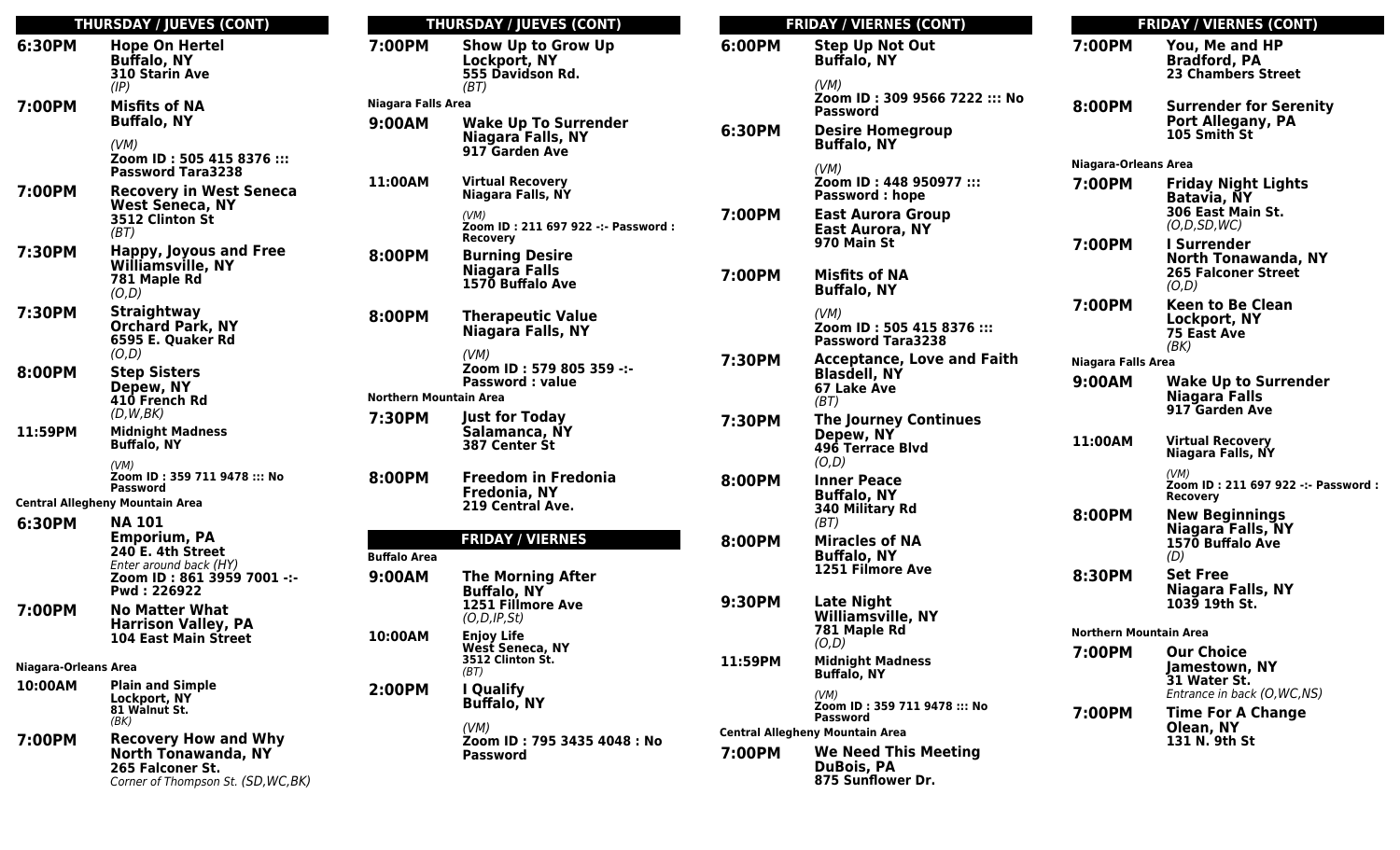## THURSDAY / JUEVES (CONT)

**6:30PM** **Hope On Hertel**
**Buffalo, NY**
**310 Starin Ave**
*(IP)*

**7:00PM** **Misfits of NA**
**Buffalo, NY**
*(VM)*
**Zoom ID : 505 415 8376 ::: Password Tara3238**

**7:00PM** **Recovery in West Seneca**
**West Seneca, NY**
**3512 Clinton St**
*(BT)*

**7:30PM** **Happy, Joyous and Free**
**Williamsville, NY**
**781 Maple Rd**
*(O,D)*

**7:30PM** **Straightway**
**Orchard Park, NY**
**6595 E. Quaker Rd**
*(O,D)*

**8:00PM** **Step Sisters**
**Depew, NY**
**410 French Rd**
*(D,W,BK)*

**11:59PM** **Midnight Madness**
**Buffalo, NY**
*(VM)*
**Zoom ID : 359 711 9478 ::: No Password**

**Central Allegheny Mountain Area**

**6:30PM** **NA 101**
**Emporium, PA**
**240 E. 4th Street**
*Enter around back (HY)*
**Zoom ID : 861 3959 7001 -:- Pwd : 226922**

**7:00PM** **No Matter What**
**Harrison Valley, PA**
**104 East Main Street**

**Niagara-Orleans Area**

**10:00AM** **Plain and Simple**
**Lockport, NY**
**81 Walnut St.**
*(BK)*

**7:00PM** **Recovery How and Why**
**North Tonawanda, NY**
**265 Falconer St.**
*Corner of Thompson St. (SD,WC,BK)*

## THURSDAY / JUEVES (CONT)

**7:00PM** **Show Up to Grow Up**
**Lockport, NY**
**555 Davidson Rd.**
*(BT)*

**Niagara Falls Area**

**9:00AM** **Wake Up To Surrender**
**Niagara Falls, NY**
**917 Garden Ave**

**11:00AM** **Virtual Recovery**
**Niagara Falls, NY**
*(VM)*
**Zoom ID : 211 697 922 -:- Password : Recovery**

**8:00PM** **Burning Desire**
**Niagara Falls**
**1570 Buffalo Ave**

**8:00PM** **Therapeutic Value**
**Niagara Falls, NY**
*(VM)*
**Zoom ID : 579 805 359 -:- Password : value**

**Northern Mountain Area**

**7:30PM** **Just for Today**
**Salamanca, NY**
**387 Center St**

**8:00PM** **Freedom in Fredonia**
**Fredonia, NY**
**219 Central Ave.**

## FRIDAY / VIERNES

**Buffalo Area**

**9:00AM** **The Morning After**
**Buffalo, NY**
**1251 Fillmore Ave**
*(O,D,IP,St)*

**10:00AM** **Enjoy Life**
**West Seneca, NY**
**3512 Clinton St.**
*(BT)*

**2:00PM** **I Qualify**
**Buffalo, NY**
*(VM)*
**Zoom ID : 795 3435 4048 : No Password**

## FRIDAY / VIERNES (CONT)

**6:00PM** **Step Up Not Out**
**Buffalo, NY**
*(VM)*
**Zoom ID : 309 9566 7222 ::: No Password**

**6:30PM** **Desire Homegroup**
**Buffalo, NY**
*(VM)*
**Zoom ID : 448 950977 ::: Password : hope**

**7:00PM** **East Aurora Group**
**East Aurora, NY**
**970 Main St**

**7:00PM** **Misfits of NA**
**Buffalo, NY**
*(VM)*
**Zoom ID : 505 415 8376 ::: Password Tara3238**

**7:30PM** **Acceptance, Love and Faith**
**Blasdell, NY**
**67 Lake Ave**
*(BT)*

**7:30PM** **The Journey Continues**
**Depew, NY**
**496 Terrace Blvd**
*(O,D)*

**8:00PM** **Inner Peace**
**Buffalo, NY**
**340 Military Rd**
*(BT)*

**8:00PM** **Miracles of NA**
**Buffalo, NY**
**1251 Filmore Ave**

**9:30PM** **Late Night**
**Williamsville, NY**
**781 Maple Rd**
*(O,D)*

**11:59PM** **Midnight Madness**
**Buffalo, NY**
*(VM)*
**Zoom ID : 359 711 9478 ::: No Password**

**Central Allegheny Mountain Area**

**7:00PM** **We Need This Meeting**
**DuBois, PA**
**875 Sunflower Dr.**

## FRIDAY / VIERNES (CONT)

**7:00PM** **You, Me and HP**
**Bradford, PA**
**23 Chambers Street**

**8:00PM** **Surrender for Serenity**
**Port Allegany, PA**
**105 Smith St**

**Niagara-Orleans Area**

**7:00PM** **Friday Night Lights**
**Batavia, NY**
**306 East Main St.**
*(O,D,SD,WC)*

**7:00PM** **I Surrender**
**North Tonawanda, NY**
**265 Falconer Street**
*(O,D)*

**7:00PM** **Keen to Be Clean**
**Lockport, NY**
**75 East Ave**
*(BK)*

**Niagara Falls Area**

**9:00AM** **Wake Up to Surrender**
**Niagara Falls**
**917 Garden Ave**

**11:00AM** **Virtual Recovery**
**Niagara Falls, NY**
*(VM)*
**Zoom ID : 211 697 922 -:- Password : Recovery**

**8:00PM** **New Beginnings**
**Niagara Falls, NY**
**1570 Buffalo Ave**
*(D)*

**8:30PM** **Set Free**
**Niagara Falls, NY**
**1039 19th St.**

**Northern Mountain Area**

**7:00PM** **Our Choice**
**Jamestown, NY**
**31 Water St.**
*Entrance in back (O,WC,NS)*

**7:00PM** **Time For A Change**
**Olean, NY**
**131 N. 9th St**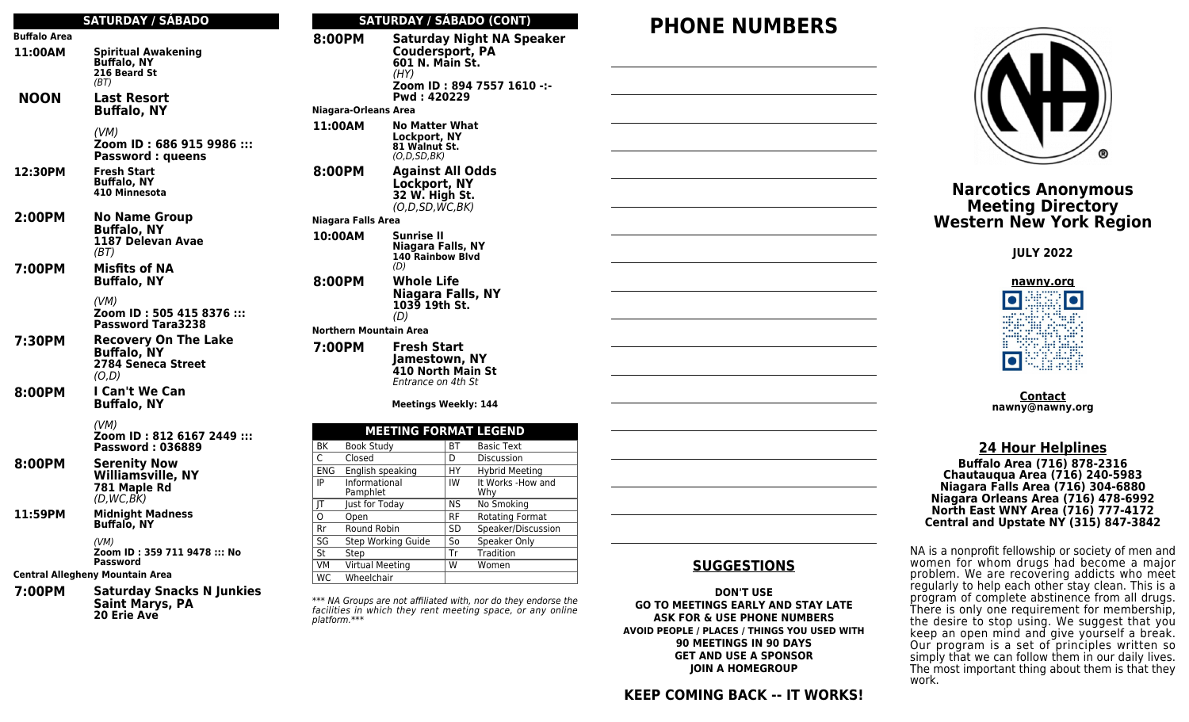## SATURDAY / SÁBADO

**Buffalo Area**

**11:00AM** — **Spiritual Awakening**
**Buffalo, NY**
**216 Beard St**
*(BT)*

**NOON** — **Last Resort**
**Buffalo, NY**
*(VM)*
**Zoom ID : 686 915 9986 ::: Password : queens**

**12:30PM** — **Fresh Start**
**Buffalo, NY**
**410 Minnesota**

**2:00PM** — **No Name Group**
**Buffalo, NY**
**1187 Delevan Avae**
*(BT)*

**7:00PM** — **Misfits of NA**
**Buffalo, NY**
*(VM)*
**Zoom ID : 505 415 8376 ::: Password Tara3238**

**7:30PM** — **Recovery On The Lake**
**Buffalo, NY**
**2784 Seneca Street**
*(O,D)*

**8:00PM** — **I Can't We Can**
**Buffalo, NY**
*(VM)*
**Zoom ID : 812 6167 2449 ::: Password : 036889**

**8:00PM** — **Serenity Now**
**Williamsville, NY**
**781 Maple Rd**
*(D,WC,BK)*

**11:59PM** — **Midnight Madness**
**Buffalo, NY**
*(VM)*
**Zoom ID : 359 711 9478 ::: No Password**

**Central Allegheny Mountain Area**

**7:00PM** — **Saturday Snacks N Junkies**
**Saint Marys, PA**
**20 Erie Ave**

## SATURDAY / SÁBADO (CONT)

**8:00PM** — **Saturday Night NA Speaker**
**Coudersport, PA**
**601 N. Main St.**
*(HY)*
**Zoom ID : 894 7557 1610 -:- Pwd : 420229**

**Niagara-Orleans Area**

**11:00AM** — **No Matter What**
**Lockport, NY**
**81 Walnut St.**
*(O,D,SD,BK)*

**8:00PM** — **Against All Odds**
**Lockport, NY**
**32 W. High St.**
*(O,D,SD,WC,BK)*

**Niagara Falls Area**

**10:00AM** — **Sunrise II**
**Niagara Falls, NY**
**140 Rainbow Blvd**
*(D)*

**8:00PM** — **Whole Life**
**Niagara Falls, NY**
**1039 19th St.**
*(D)*

**Northern Mountain Area**

**7:00PM** — **Fresh Start**
**Jamestown, NY**
**410 North Main St**
*Entrance on 4th St*

**Meetings Weekly: 144**

### MEETING FORMAT LEGEND

| | | | |
|---|---|---|---|
| BK | Book Study | BT | Basic Text |
| C | Closed | D | Discussion |
| ENG | English speaking | HY | Hybrid Meeting |
| IP | Informational Pamphlet | IW | It Works -How and Why |
| JT | Just for Today | NS | No Smoking |
| O | Open | RF | Rotating Format |
| Rr | Round Robin | SD | Speaker/Discussion |
| SG | Step Working Guide | So | Speaker Only |
| St | Step | Tr | Tradition |
| VM | Virtual Meeting | W | Women |
| WC | Wheelchair | | |

*\*\*\* NA Groups are not affiliated with, nor do they endorse the facilities in which they rent meeting space, or any online platform.\*\*\**

# PHONE NUMBERS

## SUGGESTIONS

**DON'T USE**
**GO TO MEETINGS EARLY AND STAY LATE**
**ASK FOR & USE PHONE NUMBERS**
**AVOID PEOPLE / PLACES / THINGS YOU USED WITH**
**90 MEETINGS IN 90 DAYS**
**GET AND USE A SPONSOR**
**JOIN A HOMEGROUP**

**KEEP COMING BACK -- IT WORKS!**

# Narcotics Anonymous Meeting Directory Western New York Region

**JULY 2022**

**nawny.org**

**Contact**
**nawny@nawny.org**

## 24 Hour Helplines

**Buffalo Area (716) 878-2316**
**Chautauqua Area (716) 240-5983**
**Niagara Falls Area (716) 304-6880**
**Niagara Orleans Area (716) 478-6992**
**North East WNY Area (716) 777-4172**
**Central and Upstate NY (315) 847-3842**

NA is a nonprofit fellowship or society of men and women for whom drugs had become a major problem. We are recovering addicts who meet regularly to help each other stay clean. This is a program of complete abstinence from all drugs. There is only one requirement for membership, the desire to stop using. We suggest that you keep an open mind and give yourself a break. Our program is a set of principles written so simply that we can follow them in our daily lives. The most important thing about them is that they work.